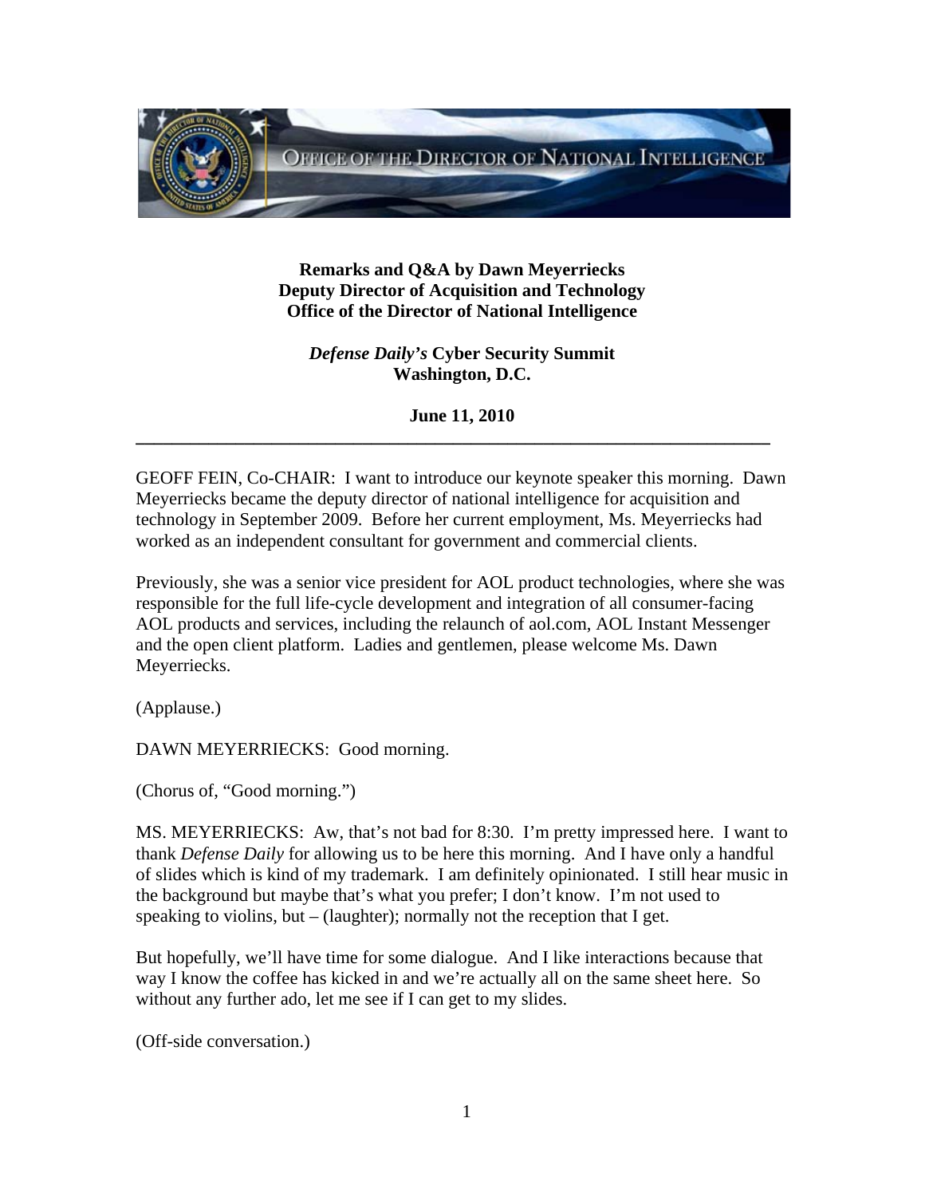**Remarks and Q&A by Dawn Meyerriecks**
**Deputy Director of Acquisition and Technology**
**Office of the Director of National Intelligence**

***Defense Daily's* Cyber Security Summit**
**Washington, D.C.**

**June 11, 2010**

---

GEOFF FEIN, Co-CHAIR: I want to introduce our keynote speaker this morning. Dawn Meyerriecks became the deputy director of national intelligence for acquisition and technology in September 2009. Before her current employment, Ms. Meyerriecks had worked as an independent consultant for government and commercial clients.

Previously, she was a senior vice president for AOL product technologies, where she was responsible for the full life-cycle development and integration of all consumer-facing AOL products and services, including the relaunch of aol.com, AOL Instant Messenger and the open client platform. Ladies and gentlemen, please welcome Ms. Dawn Meyerriecks.

(Applause.)

DAWN MEYERRIECKS: Good morning.

(Chorus of, "Good morning.")

MS. MEYERRIECKS: Aw, that's not bad for 8:30. I'm pretty impressed here. I want to thank *Defense Daily* for allowing us to be here this morning. And I have only a handful of slides which is kind of my trademark. I am definitely opinionated. I still hear music in the background but maybe that's what you prefer; I don't know. I'm not used to speaking to violins, but – (laughter); normally not the reception that I get.

But hopefully, we'll have time for some dialogue. And I like interactions because that way I know the coffee has kicked in and we're actually all on the same sheet here. So without any further ado, let me see if I can get to my slides.

(Off-side conversation.)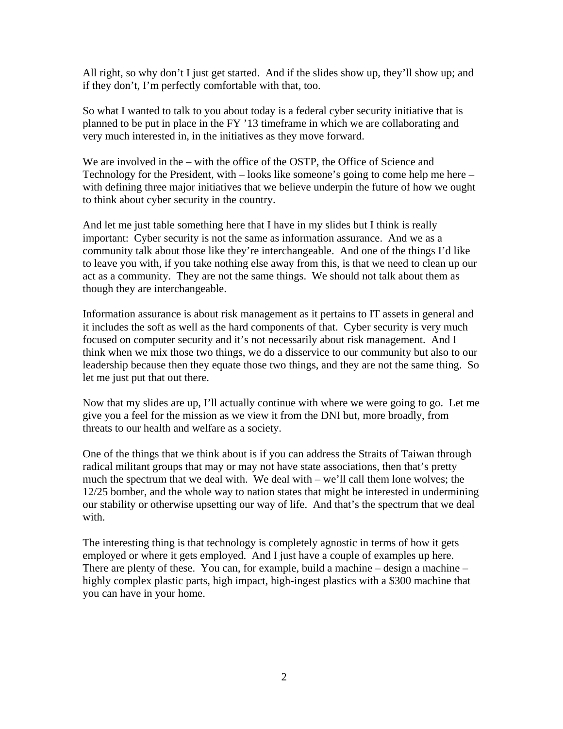All right, so why don't I just get started. And if the slides show up, they'll show up; and if they don't, I'm perfectly comfortable with that, too.

So what I wanted to talk to you about today is a federal cyber security initiative that is planned to be put in place in the FY '13 timeframe in which we are collaborating and very much interested in, in the initiatives as they move forward.

We are involved in the – with the office of the OSTP, the Office of Science and Technology for the President, with – looks like someone's going to come help me here – with defining three major initiatives that we believe underpin the future of how we ought to think about cyber security in the country.

And let me just table something here that I have in my slides but I think is really important: Cyber security is not the same as information assurance. And we as a community talk about those like they're interchangeable. And one of the things I'd like to leave you with, if you take nothing else away from this, is that we need to clean up our act as a community. They are not the same things. We should not talk about them as though they are interchangeable.

Information assurance is about risk management as it pertains to IT assets in general and it includes the soft as well as the hard components of that. Cyber security is very much focused on computer security and it's not necessarily about risk management. And I think when we mix those two things, we do a disservice to our community but also to our leadership because then they equate those two things, and they are not the same thing. So let me just put that out there.

Now that my slides are up, I'll actually continue with where we were going to go. Let me give you a feel for the mission as we view it from the DNI but, more broadly, from threats to our health and welfare as a society.

One of the things that we think about is if you can address the Straits of Taiwan through radical militant groups that may or may not have state associations, then that's pretty much the spectrum that we deal with. We deal with – we'll call them lone wolves; the 12/25 bomber, and the whole way to nation states that might be interested in undermining our stability or otherwise upsetting our way of life. And that's the spectrum that we deal with.

The interesting thing is that technology is completely agnostic in terms of how it gets employed or where it gets employed. And I just have a couple of examples up here. There are plenty of these. You can, for example, build a machine – design a machine – highly complex plastic parts, high impact, high-ingest plastics with a $300 machine that you can have in your home.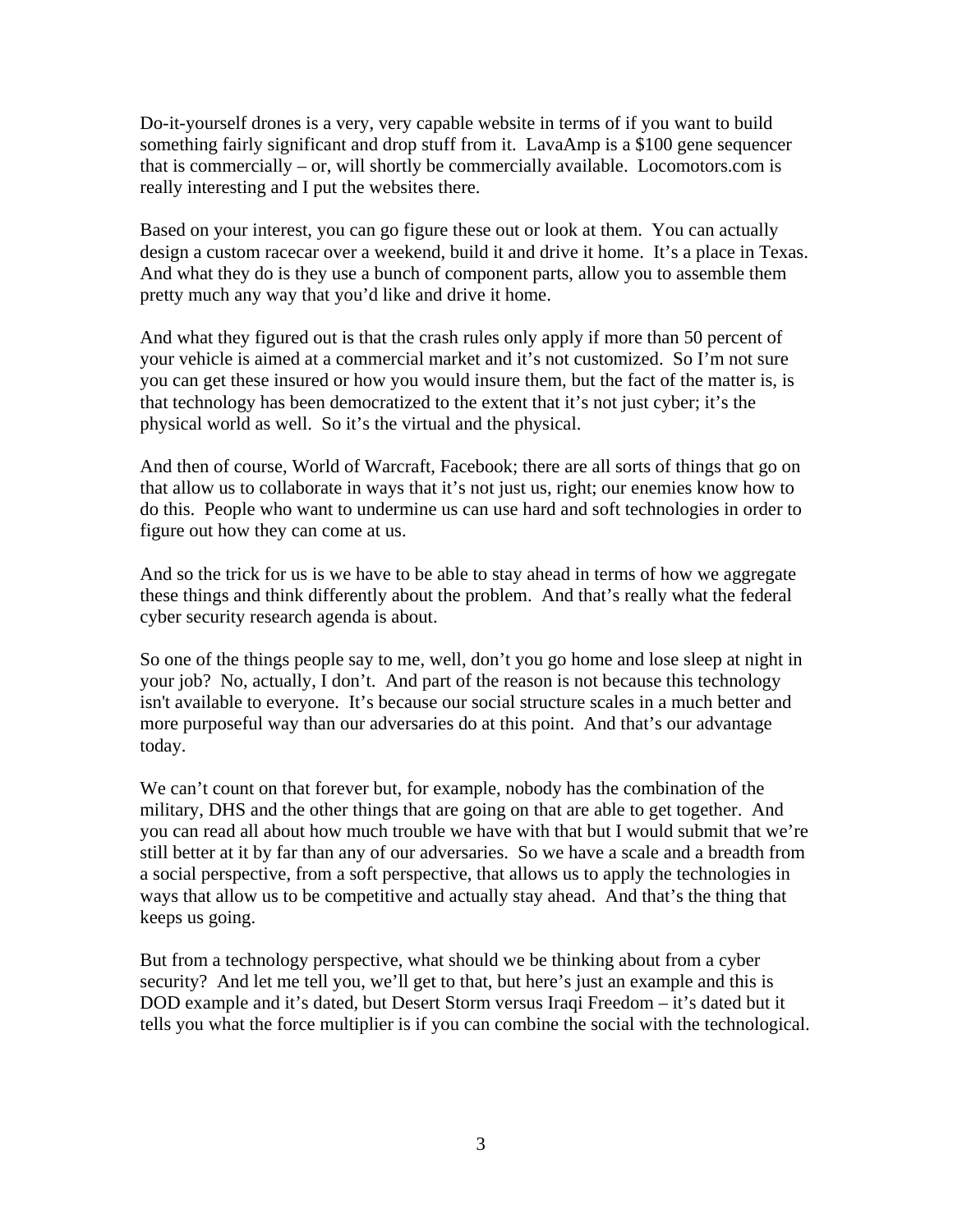Do-it-yourself drones is a very, very capable website in terms of if you want to build something fairly significant and drop stuff from it. LavaAmp is a $100 gene sequencer that is commercially – or, will shortly be commercially available. Locomotors.com is really interesting and I put the websites there.

Based on your interest, you can go figure these out or look at them. You can actually design a custom racecar over a weekend, build it and drive it home. It's a place in Texas. And what they do is they use a bunch of component parts, allow you to assemble them pretty much any way that you'd like and drive it home.

And what they figured out is that the crash rules only apply if more than 50 percent of your vehicle is aimed at a commercial market and it's not customized. So I'm not sure you can get these insured or how you would insure them, but the fact of the matter is, is that technology has been democratized to the extent that it's not just cyber; it's the physical world as well. So it's the virtual and the physical.

And then of course, World of Warcraft, Facebook; there are all sorts of things that go on that allow us to collaborate in ways that it's not just us, right; our enemies know how to do this. People who want to undermine us can use hard and soft technologies in order to figure out how they can come at us.

And so the trick for us is we have to be able to stay ahead in terms of how we aggregate these things and think differently about the problem. And that's really what the federal cyber security research agenda is about.

So one of the things people say to me, well, don't you go home and lose sleep at night in your job? No, actually, I don't. And part of the reason is not because this technology isn't available to everyone. It's because our social structure scales in a much better and more purposeful way than our adversaries do at this point. And that's our advantage today.

We can't count on that forever but, for example, nobody has the combination of the military, DHS and the other things that are going on that are able to get together. And you can read all about how much trouble we have with that but I would submit that we're still better at it by far than any of our adversaries. So we have a scale and a breadth from a social perspective, from a soft perspective, that allows us to apply the technologies in ways that allow us to be competitive and actually stay ahead. And that's the thing that keeps us going.

But from a technology perspective, what should we be thinking about from a cyber security? And let me tell you, we'll get to that, but here's just an example and this is DOD example and it's dated, but Desert Storm versus Iraqi Freedom – it's dated but it tells you what the force multiplier is if you can combine the social with the technological.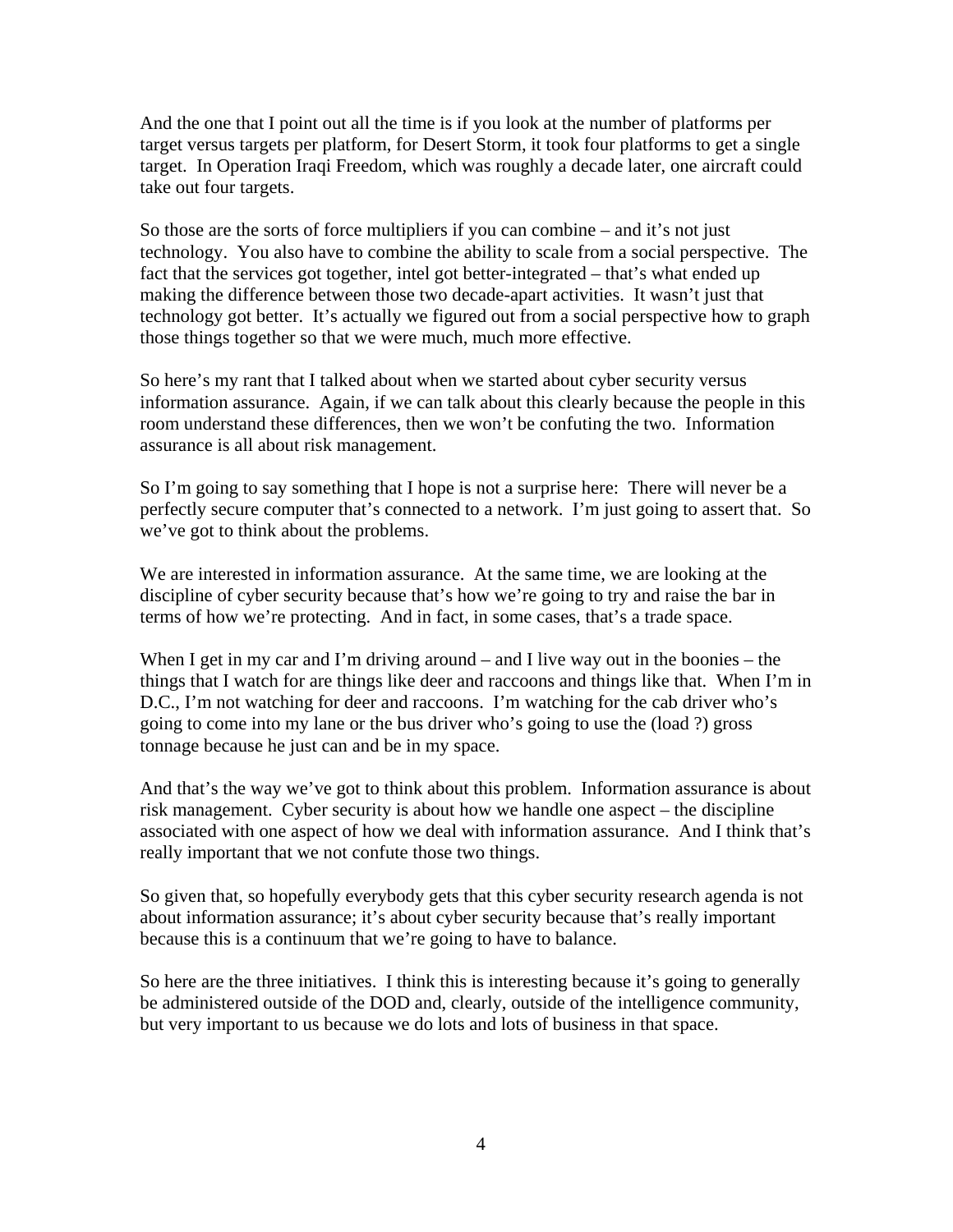And the one that I point out all the time is if you look at the number of platforms per target versus targets per platform, for Desert Storm, it took four platforms to get a single target. In Operation Iraqi Freedom, which was roughly a decade later, one aircraft could take out four targets.

So those are the sorts of force multipliers if you can combine – and it's not just technology. You also have to combine the ability to scale from a social perspective. The fact that the services got together, intel got better-integrated – that's what ended up making the difference between those two decade-apart activities. It wasn't just that technology got better. It's actually we figured out from a social perspective how to graph those things together so that we were much, much more effective.

So here's my rant that I talked about when we started about cyber security versus information assurance. Again, if we can talk about this clearly because the people in this room understand these differences, then we won't be confuting the two. Information assurance is all about risk management.

So I'm going to say something that I hope is not a surprise here: There will never be a perfectly secure computer that's connected to a network. I'm just going to assert that. So we've got to think about the problems.

We are interested in information assurance. At the same time, we are looking at the discipline of cyber security because that's how we're going to try and raise the bar in terms of how we're protecting. And in fact, in some cases, that's a trade space.

When I get in my car and I'm driving around – and I live way out in the boonies – the things that I watch for are things like deer and raccoons and things like that. When I'm in D.C., I'm not watching for deer and raccoons. I'm watching for the cab driver who's going to come into my lane or the bus driver who's going to use the (load ?) gross tonnage because he just can and be in my space.

And that's the way we've got to think about this problem. Information assurance is about risk management. Cyber security is about how we handle one aspect – the discipline associated with one aspect of how we deal with information assurance. And I think that's really important that we not confute those two things.

So given that, so hopefully everybody gets that this cyber security research agenda is not about information assurance; it's about cyber security because that's really important because this is a continuum that we're going to have to balance.

So here are the three initiatives. I think this is interesting because it's going to generally be administered outside of the DOD and, clearly, outside of the intelligence community, but very important to us because we do lots and lots of business in that space.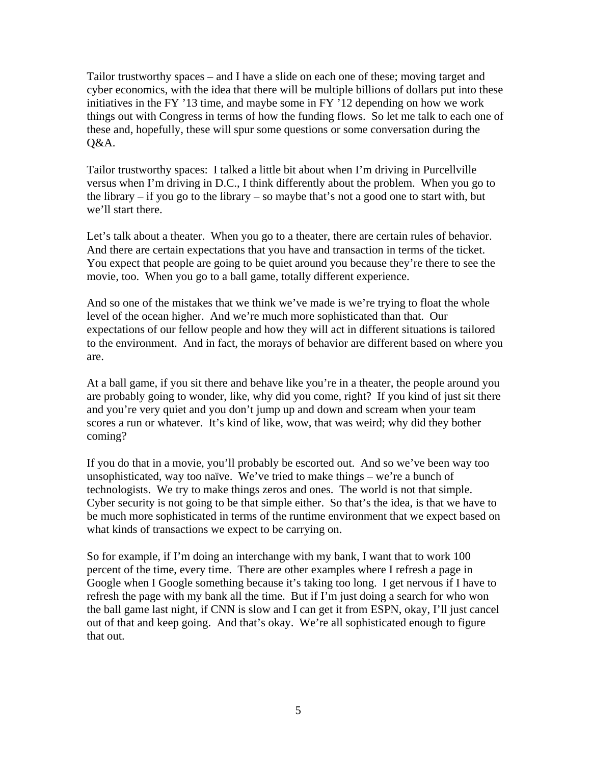Tailor trustworthy spaces – and I have a slide on each one of these; moving target and cyber economics, with the idea that there will be multiple billions of dollars put into these initiatives in the FY '13 time, and maybe some in FY '12 depending on how we work things out with Congress in terms of how the funding flows. So let me talk to each one of these and, hopefully, these will spur some questions or some conversation during the Q&A.

Tailor trustworthy spaces: I talked a little bit about when I'm driving in Purcellville versus when I'm driving in D.C., I think differently about the problem. When you go to the library – if you go to the library – so maybe that's not a good one to start with, but we'll start there.

Let's talk about a theater. When you go to a theater, there are certain rules of behavior. And there are certain expectations that you have and transaction in terms of the ticket. You expect that people are going to be quiet around you because they're there to see the movie, too. When you go to a ball game, totally different experience.

And so one of the mistakes that we think we've made is we're trying to float the whole level of the ocean higher. And we're much more sophisticated than that. Our expectations of our fellow people and how they will act in different situations is tailored to the environment. And in fact, the morays of behavior are different based on where you are.

At a ball game, if you sit there and behave like you're in a theater, the people around you are probably going to wonder, like, why did you come, right? If you kind of just sit there and you're very quiet and you don't jump up and down and scream when your team scores a run or whatever. It's kind of like, wow, that was weird; why did they bother coming?

If you do that in a movie, you'll probably be escorted out. And so we've been way too unsophisticated, way too naïve. We've tried to make things – we're a bunch of technologists. We try to make things zeros and ones. The world is not that simple. Cyber security is not going to be that simple either. So that's the idea, is that we have to be much more sophisticated in terms of the runtime environment that we expect based on what kinds of transactions we expect to be carrying on.

So for example, if I'm doing an interchange with my bank, I want that to work 100 percent of the time, every time. There are other examples where I refresh a page in Google when I Google something because it's taking too long. I get nervous if I have to refresh the page with my bank all the time. But if I'm just doing a search for who won the ball game last night, if CNN is slow and I can get it from ESPN, okay, I'll just cancel out of that and keep going. And that's okay. We're all sophisticated enough to figure that out.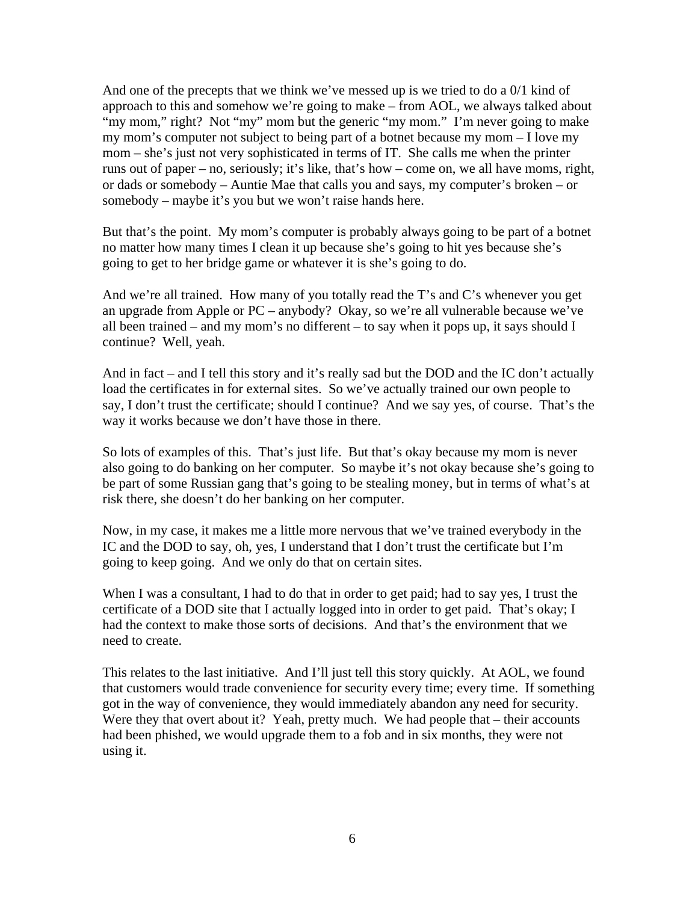And one of the precepts that we think we've messed up is we tried to do a 0/1 kind of approach to this and somehow we're going to make – from AOL, we always talked about "my mom," right? Not "my" mom but the generic "my mom." I'm never going to make my mom's computer not subject to being part of a botnet because my mom – I love my mom – she's just not very sophisticated in terms of IT. She calls me when the printer runs out of paper – no, seriously; it's like, that's how – come on, we all have moms, right, or dads or somebody – Auntie Mae that calls you and says, my computer's broken – or somebody – maybe it's you but we won't raise hands here.

But that's the point. My mom's computer is probably always going to be part of a botnet no matter how many times I clean it up because she's going to hit yes because she's going to get to her bridge game or whatever it is she's going to do.

And we're all trained. How many of you totally read the T's and C's whenever you get an upgrade from Apple or PC – anybody? Okay, so we're all vulnerable because we've all been trained – and my mom's no different – to say when it pops up, it says should I continue? Well, yeah.

And in fact – and I tell this story and it's really sad but the DOD and the IC don't actually load the certificates in for external sites. So we've actually trained our own people to say, I don't trust the certificate; should I continue? And we say yes, of course. That's the way it works because we don't have those in there.

So lots of examples of this. That's just life. But that's okay because my mom is never also going to do banking on her computer. So maybe it's not okay because she's going to be part of some Russian gang that's going to be stealing money, but in terms of what's at risk there, she doesn't do her banking on her computer.

Now, in my case, it makes me a little more nervous that we've trained everybody in the IC and the DOD to say, oh, yes, I understand that I don't trust the certificate but I'm going to keep going. And we only do that on certain sites.

When I was a consultant, I had to do that in order to get paid; had to say yes, I trust the certificate of a DOD site that I actually logged into in order to get paid. That's okay; I had the context to make those sorts of decisions. And that's the environment that we need to create.

This relates to the last initiative. And I'll just tell this story quickly. At AOL, we found that customers would trade convenience for security every time; every time. If something got in the way of convenience, they would immediately abandon any need for security. Were they that overt about it? Yeah, pretty much. We had people that – their accounts had been phished, we would upgrade them to a fob and in six months, they were not using it.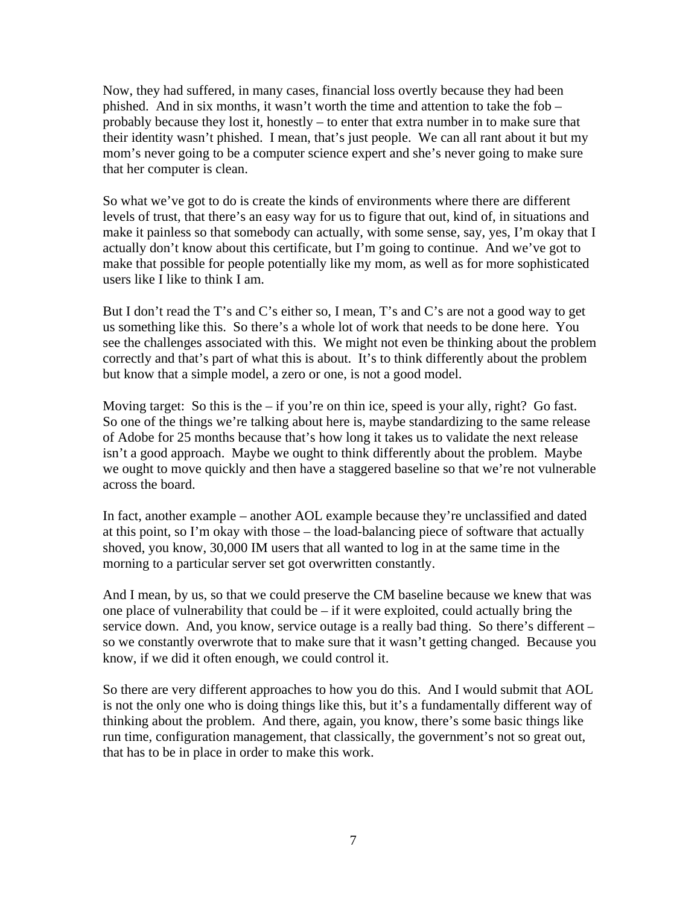Now, they had suffered, in many cases, financial loss overtly because they had been phished. And in six months, it wasn't worth the time and attention to take the fob – probably because they lost it, honestly – to enter that extra number in to make sure that their identity wasn't phished. I mean, that's just people. We can all rant about it but my mom's never going to be a computer science expert and she's never going to make sure that her computer is clean.

So what we've got to do is create the kinds of environments where there are different levels of trust, that there's an easy way for us to figure that out, kind of, in situations and make it painless so that somebody can actually, with some sense, say, yes, I'm okay that I actually don't know about this certificate, but I'm going to continue. And we've got to make that possible for people potentially like my mom, as well as for more sophisticated users like I like to think I am.

But I don't read the T's and C's either so, I mean, T's and C's are not a good way to get us something like this. So there's a whole lot of work that needs to be done here. You see the challenges associated with this. We might not even be thinking about the problem correctly and that's part of what this is about. It's to think differently about the problem but know that a simple model, a zero or one, is not a good model.

Moving target: So this is the – if you're on thin ice, speed is your ally, right? Go fast. So one of the things we're talking about here is, maybe standardizing to the same release of Adobe for 25 months because that's how long it takes us to validate the next release isn't a good approach. Maybe we ought to think differently about the problem. Maybe we ought to move quickly and then have a staggered baseline so that we're not vulnerable across the board.

In fact, another example – another AOL example because they're unclassified and dated at this point, so I'm okay with those – the load-balancing piece of software that actually shoved, you know, 30,000 IM users that all wanted to log in at the same time in the morning to a particular server set got overwritten constantly.

And I mean, by us, so that we could preserve the CM baseline because we knew that was one place of vulnerability that could be – if it were exploited, could actually bring the service down. And, you know, service outage is a really bad thing. So there's different – so we constantly overwrote that to make sure that it wasn't getting changed. Because you know, if we did it often enough, we could control it.

So there are very different approaches to how you do this. And I would submit that AOL is not the only one who is doing things like this, but it's a fundamentally different way of thinking about the problem. And there, again, you know, there's some basic things like run time, configuration management, that classically, the government's not so great out, that has to be in place in order to make this work.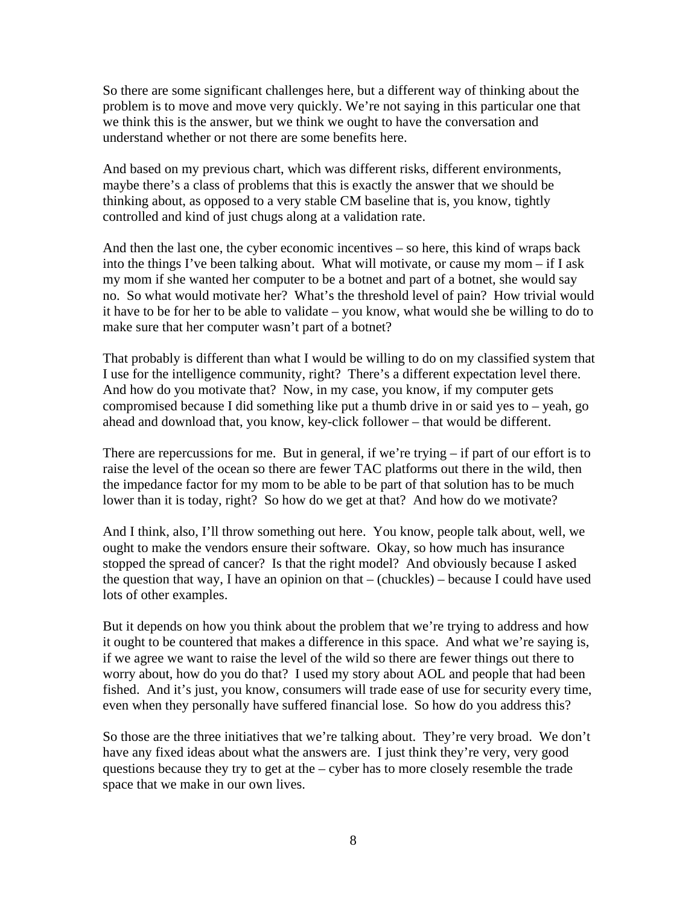So there are some significant challenges here, but a different way of thinking about the problem is to move and move very quickly. We're not saying in this particular one that we think this is the answer, but we think we ought to have the conversation and understand whether or not there are some benefits here.

And based on my previous chart, which was different risks, different environments, maybe there's a class of problems that this is exactly the answer that we should be thinking about, as opposed to a very stable CM baseline that is, you know, tightly controlled and kind of just chugs along at a validation rate.

And then the last one, the cyber economic incentives – so here, this kind of wraps back into the things I've been talking about. What will motivate, or cause my mom – if I ask my mom if she wanted her computer to be a botnet and part of a botnet, she would say no. So what would motivate her? What's the threshold level of pain? How trivial would it have to be for her to be able to validate – you know, what would she be willing to do to make sure that her computer wasn't part of a botnet?

That probably is different than what I would be willing to do on my classified system that I use for the intelligence community, right? There's a different expectation level there. And how do you motivate that? Now, in my case, you know, if my computer gets compromised because I did something like put a thumb drive in or said yes to – yeah, go ahead and download that, you know, key-click follower – that would be different.

There are repercussions for me. But in general, if we're trying – if part of our effort is to raise the level of the ocean so there are fewer TAC platforms out there in the wild, then the impedance factor for my mom to be able to be part of that solution has to be much lower than it is today, right? So how do we get at that? And how do we motivate?

And I think, also, I'll throw something out here. You know, people talk about, well, we ought to make the vendors ensure their software. Okay, so how much has insurance stopped the spread of cancer? Is that the right model? And obviously because I asked the question that way, I have an opinion on that – (chuckles) – because I could have used lots of other examples.

But it depends on how you think about the problem that we're trying to address and how it ought to be countered that makes a difference in this space. And what we're saying is, if we agree we want to raise the level of the wild so there are fewer things out there to worry about, how do you do that? I used my story about AOL and people that had been fished. And it's just, you know, consumers will trade ease of use for security every time, even when they personally have suffered financial lose. So how do you address this?

So those are the three initiatives that we're talking about. They're very broad. We don't have any fixed ideas about what the answers are. I just think they're very, very good questions because they try to get at the – cyber has to more closely resemble the trade space that we make in our own lives.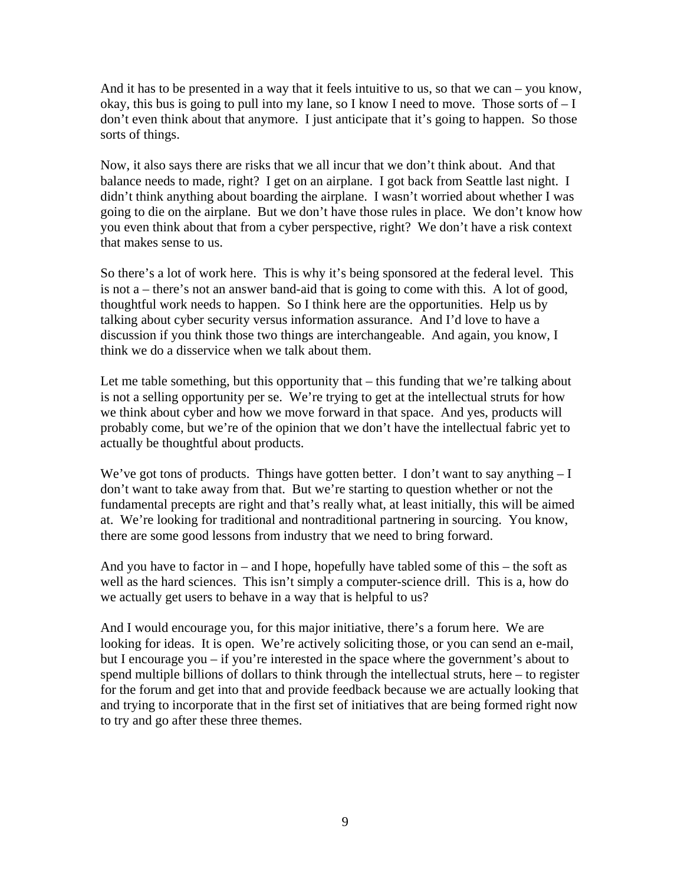And it has to be presented in a way that it feels intuitive to us, so that we can – you know, okay, this bus is going to pull into my lane, so I know I need to move. Those sorts of – I don't even think about that anymore. I just anticipate that it's going to happen. So those sorts of things.

Now, it also says there are risks that we all incur that we don't think about. And that balance needs to made, right? I get on an airplane. I got back from Seattle last night. I didn't think anything about boarding the airplane. I wasn't worried about whether I was going to die on the airplane. But we don't have those rules in place. We don't know how you even think about that from a cyber perspective, right? We don't have a risk context that makes sense to us.

So there's a lot of work here. This is why it's being sponsored at the federal level. This is not a – there's not an answer band-aid that is going to come with this. A lot of good, thoughtful work needs to happen. So I think here are the opportunities. Help us by talking about cyber security versus information assurance. And I'd love to have a discussion if you think those two things are interchangeable. And again, you know, I think we do a disservice when we talk about them.

Let me table something, but this opportunity that – this funding that we're talking about is not a selling opportunity per se. We're trying to get at the intellectual struts for how we think about cyber and how we move forward in that space. And yes, products will probably come, but we're of the opinion that we don't have the intellectual fabric yet to actually be thoughtful about products.

We've got tons of products. Things have gotten better. I don't want to say anything – I don't want to take away from that. But we're starting to question whether or not the fundamental precepts are right and that's really what, at least initially, this will be aimed at. We're looking for traditional and nontraditional partnering in sourcing. You know, there are some good lessons from industry that we need to bring forward.

And you have to factor in – and I hope, hopefully have tabled some of this – the soft as well as the hard sciences. This isn't simply a computer-science drill. This is a, how do we actually get users to behave in a way that is helpful to us?

And I would encourage you, for this major initiative, there's a forum here. We are looking for ideas. It is open. We're actively soliciting those, or you can send an e-mail, but I encourage you – if you're interested in the space where the government's about to spend multiple billions of dollars to think through the intellectual struts, here – to register for the forum and get into that and provide feedback because we are actually looking that and trying to incorporate that in the first set of initiatives that are being formed right now to try and go after these three themes.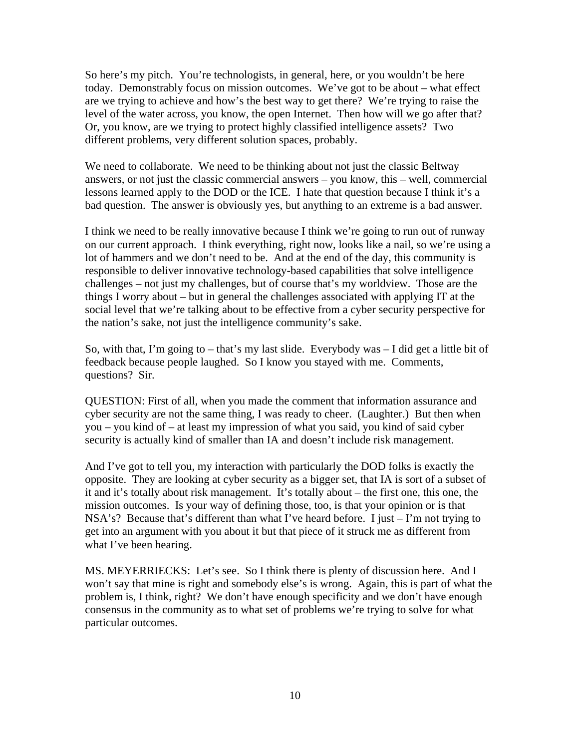So here's my pitch. You're technologists, in general, here, or you wouldn't be here today. Demonstrably focus on mission outcomes. We've got to be about – what effect are we trying to achieve and how's the best way to get there? We're trying to raise the level of the water across, you know, the open Internet. Then how will we go after that? Or, you know, are we trying to protect highly classified intelligence assets? Two different problems, very different solution spaces, probably.

We need to collaborate. We need to be thinking about not just the classic Beltway answers, or not just the classic commercial answers – you know, this – well, commercial lessons learned apply to the DOD or the ICE. I hate that question because I think it's a bad question. The answer is obviously yes, but anything to an extreme is a bad answer.

I think we need to be really innovative because I think we're going to run out of runway on our current approach. I think everything, right now, looks like a nail, so we're using a lot of hammers and we don't need to be. And at the end of the day, this community is responsible to deliver innovative technology-based capabilities that solve intelligence challenges – not just my challenges, but of course that's my worldview. Those are the things I worry about – but in general the challenges associated with applying IT at the social level that we're talking about to be effective from a cyber security perspective for the nation's sake, not just the intelligence community's sake.

So, with that, I'm going to – that's my last slide. Everybody was – I did get a little bit of feedback because people laughed. So I know you stayed with me. Comments, questions? Sir.

QUESTION: First of all, when you made the comment that information assurance and cyber security are not the same thing, I was ready to cheer. (Laughter.) But then when you – you kind of – at least my impression of what you said, you kind of said cyber security is actually kind of smaller than IA and doesn't include risk management.

And I've got to tell you, my interaction with particularly the DOD folks is exactly the opposite. They are looking at cyber security as a bigger set, that IA is sort of a subset of it and it's totally about risk management. It's totally about – the first one, this one, the mission outcomes. Is your way of defining those, too, is that your opinion or is that NSA's? Because that's different than what I've heard before. I just – I'm not trying to get into an argument with you about it but that piece of it struck me as different from what I've been hearing.

MS. MEYERRIECKS: Let's see. So I think there is plenty of discussion here. And I won't say that mine is right and somebody else's is wrong. Again, this is part of what the problem is, I think, right? We don't have enough specificity and we don't have enough consensus in the community as to what set of problems we're trying to solve for what particular outcomes.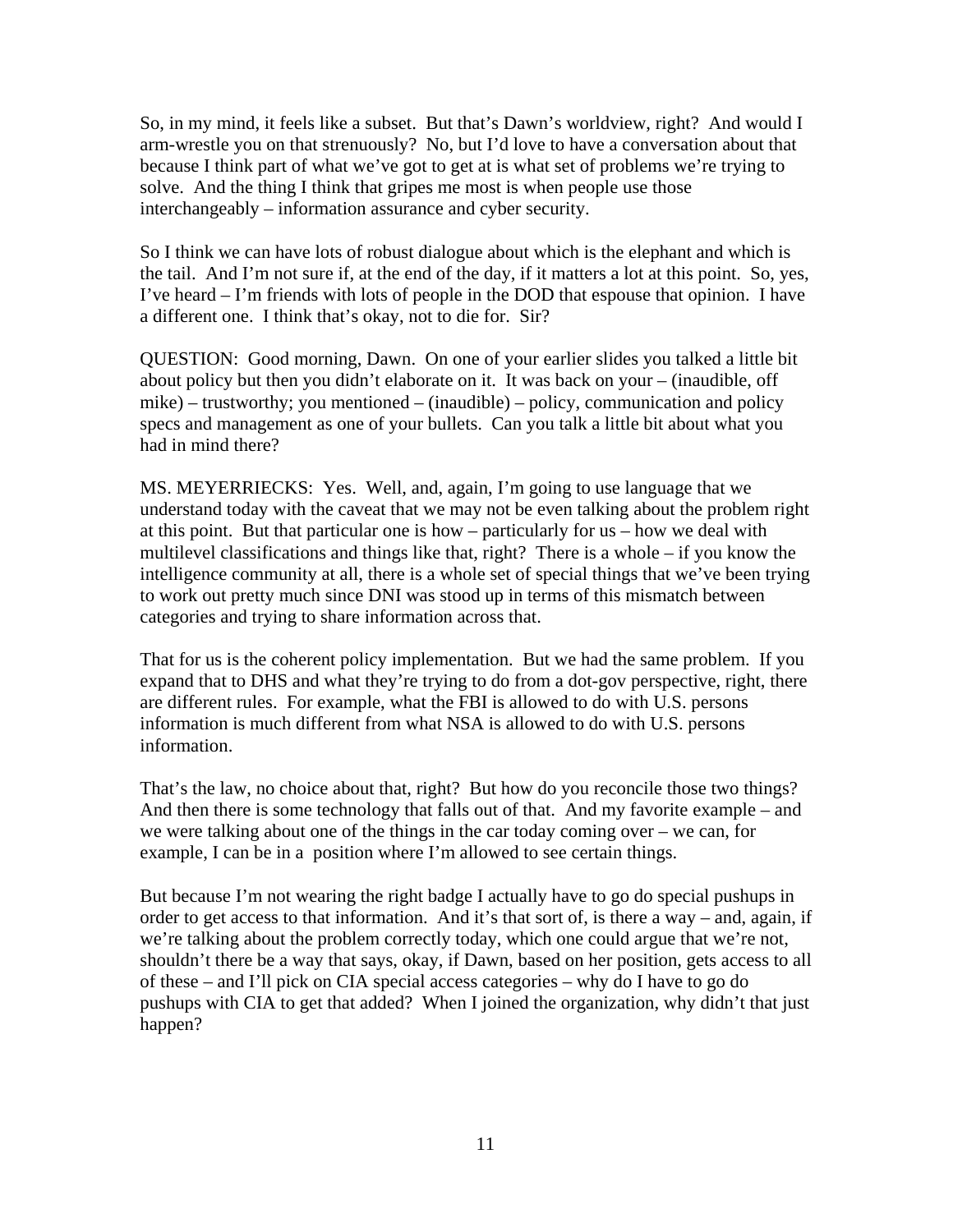So, in my mind, it feels like a subset. But that's Dawn's worldview, right? And would I arm-wrestle you on that strenuously? No, but I'd love to have a conversation about that because I think part of what we've got to get at is what set of problems we're trying to solve. And the thing I think that gripes me most is when people use those interchangeably – information assurance and cyber security.

So I think we can have lots of robust dialogue about which is the elephant and which is the tail. And I'm not sure if, at the end of the day, if it matters a lot at this point. So, yes, I've heard – I'm friends with lots of people in the DOD that espouse that opinion. I have a different one. I think that's okay, not to die for. Sir?

QUESTION: Good morning, Dawn. On one of your earlier slides you talked a little bit about policy but then you didn't elaborate on it. It was back on your – (inaudible, off mike) – trustworthy; you mentioned – (inaudible) – policy, communication and policy specs and management as one of your bullets. Can you talk a little bit about what you had in mind there?

MS. MEYERRIECKS: Yes. Well, and, again, I'm going to use language that we understand today with the caveat that we may not be even talking about the problem right at this point. But that particular one is how – particularly for us – how we deal with multilevel classifications and things like that, right? There is a whole – if you know the intelligence community at all, there is a whole set of special things that we've been trying to work out pretty much since DNI was stood up in terms of this mismatch between categories and trying to share information across that.

That for us is the coherent policy implementation. But we had the same problem. If you expand that to DHS and what they're trying to do from a dot-gov perspective, right, there are different rules. For example, what the FBI is allowed to do with U.S. persons information is much different from what NSA is allowed to do with U.S. persons information.

That's the law, no choice about that, right? But how do you reconcile those two things? And then there is some technology that falls out of that. And my favorite example – and we were talking about one of the things in the car today coming over – we can, for example, I can be in a position where I'm allowed to see certain things.

But because I'm not wearing the right badge I actually have to go do special pushups in order to get access to that information. And it's that sort of, is there a way – and, again, if we're talking about the problem correctly today, which one could argue that we're not, shouldn't there be a way that says, okay, if Dawn, based on her position, gets access to all of these – and I'll pick on CIA special access categories – why do I have to go do pushups with CIA to get that added? When I joined the organization, why didn't that just happen?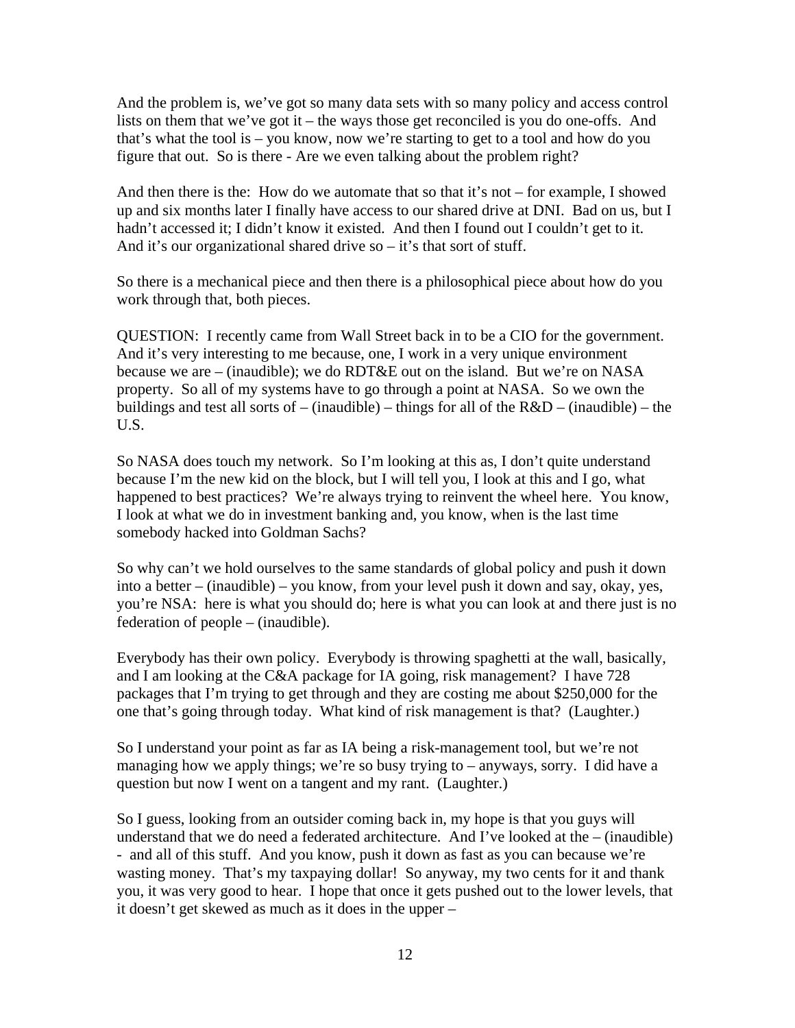And the problem is, we've got so many data sets with so many policy and access control lists on them that we've got it – the ways those get reconciled is you do one-offs. And that's what the tool is – you know, now we're starting to get to a tool and how do you figure that out. So is there - Are we even talking about the problem right?

And then there is the: How do we automate that so that it's not – for example, I showed up and six months later I finally have access to our shared drive at DNI. Bad on us, but I hadn't accessed it; I didn't know it existed. And then I found out I couldn't get to it. And it's our organizational shared drive so – it's that sort of stuff.

So there is a mechanical piece and then there is a philosophical piece about how do you work through that, both pieces.

QUESTION: I recently came from Wall Street back in to be a CIO for the government. And it's very interesting to me because, one, I work in a very unique environment because we are – (inaudible); we do RDT&E out on the island. But we're on NASA property. So all of my systems have to go through a point at NASA. So we own the buildings and test all sorts of – (inaudible) – things for all of the R&D – (inaudible) – the U.S.

So NASA does touch my network. So I'm looking at this as, I don't quite understand because I'm the new kid on the block, but I will tell you, I look at this and I go, what happened to best practices? We're always trying to reinvent the wheel here. You know, I look at what we do in investment banking and, you know, when is the last time somebody hacked into Goldman Sachs?

So why can't we hold ourselves to the same standards of global policy and push it down into a better – (inaudible) – you know, from your level push it down and say, okay, yes, you're NSA: here is what you should do; here is what you can look at and there just is no federation of people – (inaudible).

Everybody has their own policy. Everybody is throwing spaghetti at the wall, basically, and I am looking at the C&A package for IA going, risk management? I have 728 packages that I'm trying to get through and they are costing me about $250,000 for the one that's going through today. What kind of risk management is that? (Laughter.)

So I understand your point as far as IA being a risk-management tool, but we're not managing how we apply things; we're so busy trying to – anyways, sorry. I did have a question but now I went on a tangent and my rant. (Laughter.)

So I guess, looking from an outsider coming back in, my hope is that you guys will understand that we do need a federated architecture. And I've looked at the – (inaudible) - and all of this stuff. And you know, push it down as fast as you can because we're wasting money. That's my taxpaying dollar! So anyway, my two cents for it and thank you, it was very good to hear. I hope that once it gets pushed out to the lower levels, that it doesn't get skewed as much as it does in the upper –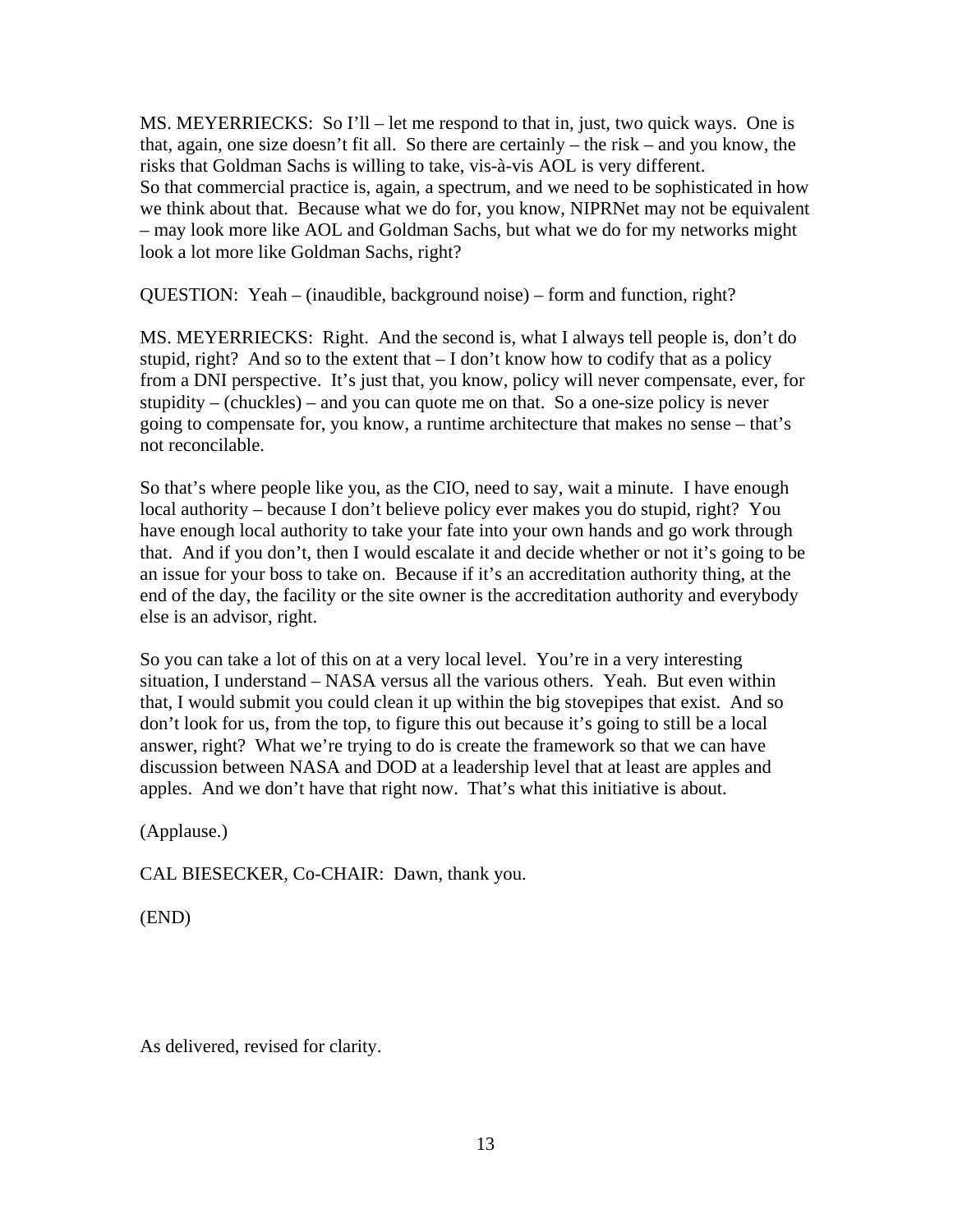MS. MEYERRIECKS: So I'll – let me respond to that in, just, two quick ways. One is that, again, one size doesn't fit all. So there are certainly – the risk – and you know, the risks that Goldman Sachs is willing to take, vis-à-vis AOL is very different.
So that commercial practice is, again, a spectrum, and we need to be sophisticated in how we think about that. Because what we do for, you know, NIPRNet may not be equivalent – may look more like AOL and Goldman Sachs, but what we do for my networks might look a lot more like Goldman Sachs, right?

QUESTION: Yeah – (inaudible, background noise) – form and function, right?

MS. MEYERRIECKS: Right. And the second is, what I always tell people is, don't do stupid, right? And so to the extent that – I don't know how to codify that as a policy from a DNI perspective. It's just that, you know, policy will never compensate, ever, for stupidity – (chuckles) – and you can quote me on that. So a one-size policy is never going to compensate for, you know, a runtime architecture that makes no sense – that's not reconcilable.

So that's where people like you, as the CIO, need to say, wait a minute. I have enough local authority – because I don't believe policy ever makes you do stupid, right? You have enough local authority to take your fate into your own hands and go work through that. And if you don't, then I would escalate it and decide whether or not it's going to be an issue for your boss to take on. Because if it's an accreditation authority thing, at the end of the day, the facility or the site owner is the accreditation authority and everybody else is an advisor, right.

So you can take a lot of this on at a very local level. You're in a very interesting situation, I understand – NASA versus all the various others. Yeah. But even within that, I would submit you could clean it up within the big stovepipes that exist. And so don't look for us, from the top, to figure this out because it's going to still be a local answer, right? What we're trying to do is create the framework so that we can have discussion between NASA and DOD at a leadership level that at least are apples and apples. And we don't have that right now. That's what this initiative is about.

(Applause.)

CAL BIESECKER, Co-CHAIR: Dawn, thank you.

(END)

As delivered, revised for clarity.